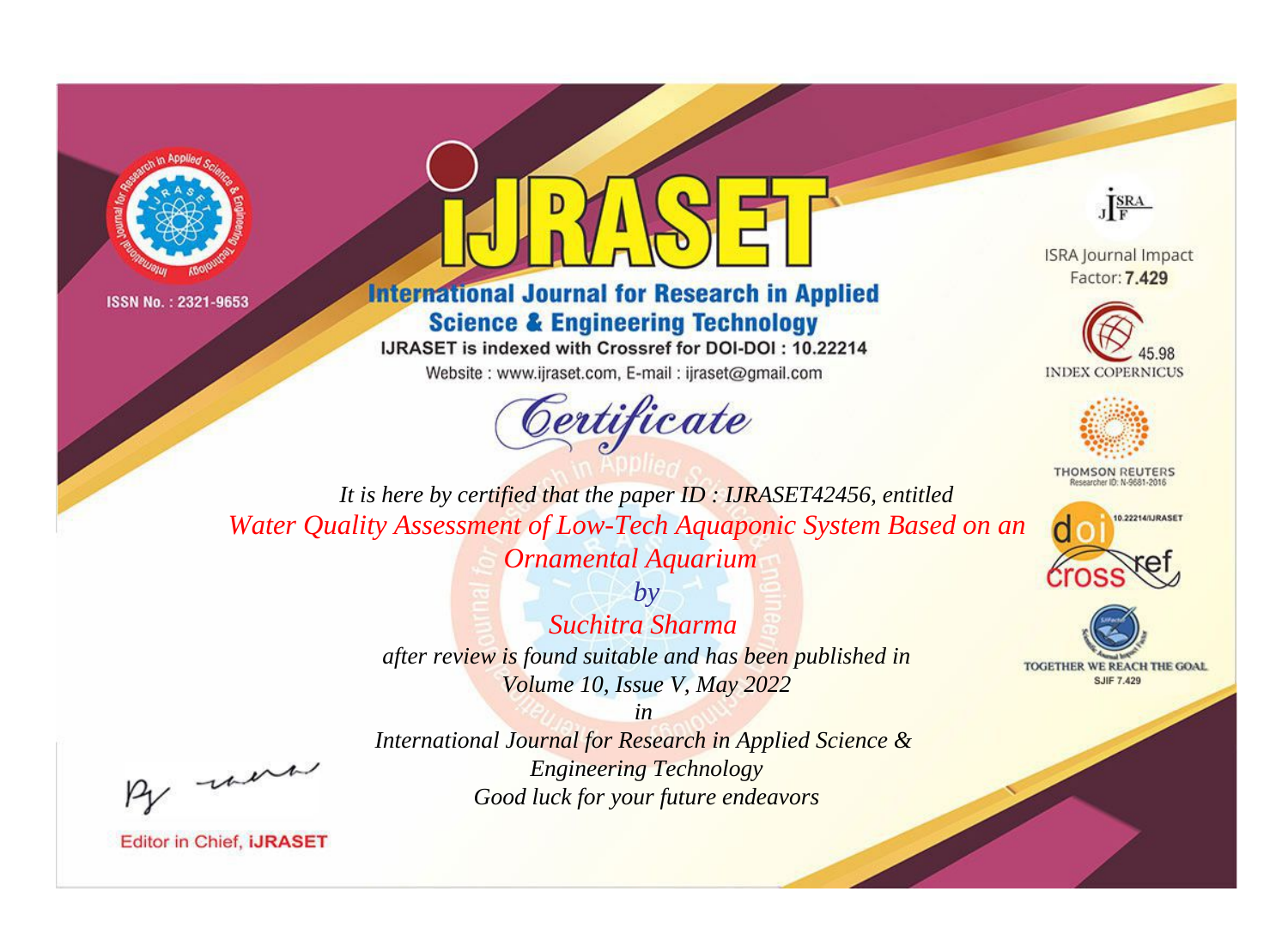ISSN No. : 2321-9653

# IJRASET

## International Journal for Research in Applied Science & Engineering Technology

IJRASET is indexed with Crossref for DOI-DOI : 10.22214

Website : www.ijraset.com, E-mail : ijraset@gmail.com

ISRA Journal Impact Factor: **7.429**

45.98 INDEX COPERNICUS

THOMSON REUTERS Researcher ID: N-9681-2016

10.22214/IJRASET

TOGETHER WE REACH THE GOAL SJIF 7.429

# *Certificate*

*It is here by certified that the paper ID : IJRASET42456, entitled*

*Water Quality Assessment of Low-Tech Aquaponic System Based on an Ornamental Aquarium*

*by*

*Suchitra Sharma*

*after review is found suitable and has been published in*

*Volume 10, Issue V, May 2022*

*in*

*International Journal for Research in Applied Science & Engineering Technology*

*Good luck for your future endeavors*

Editor in Chief, **iJRASET**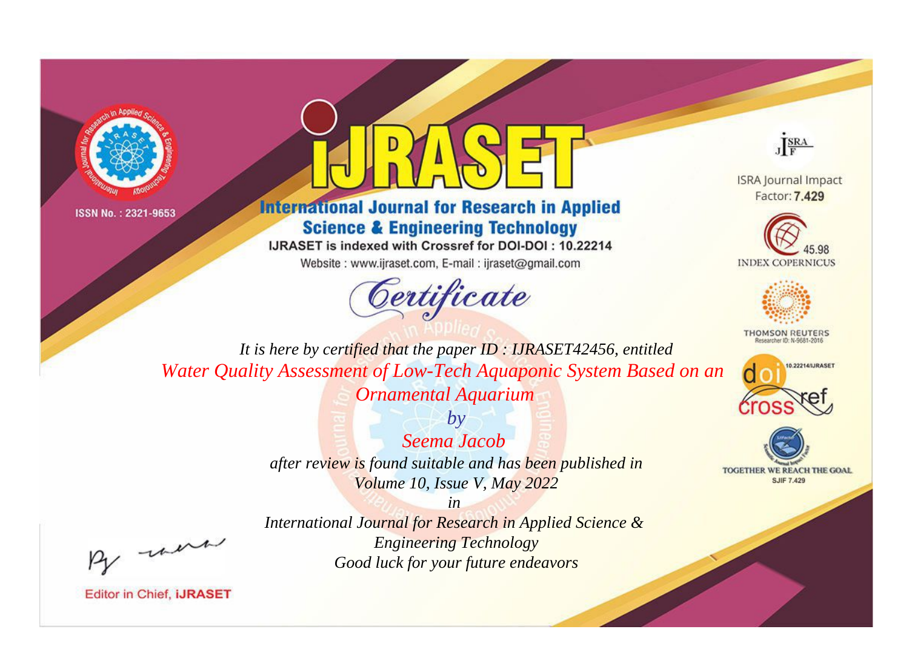ISSN No. : 2321-9653

# iJRASET

## International Journal for Research in Applied Science & Engineering Technology

IJRASET is indexed with Crossref for DOI-DOI : 10.22214

Website : www.ijraset.com, E-mail : ijraset@gmail.com

ISRA Journal Impact Factor: **7.429**

45.98 INDEX COPERNICUS

THOMSON REUTERS

Researcher ID: N-9681-2016

10.22214/IJRASET

TOGETHER WE REACH THE GOAL

SJIF 7.429

# *Certificate*

*It is here by certified that the paper ID : IJRASET42456, entitled*

*Water Quality Assessment of Low-Tech Aquaponic System Based on an Ornamental Aquarium*

*by*

*Seema Jacob*

*after review is found suitable and has been published in*

*Volume 10, Issue V, May 2022*

*in*

*International Journal for Research in Applied Science & Engineering Technology*

*Good luck for your future endeavors*

Editor in Chief, **iJRASET**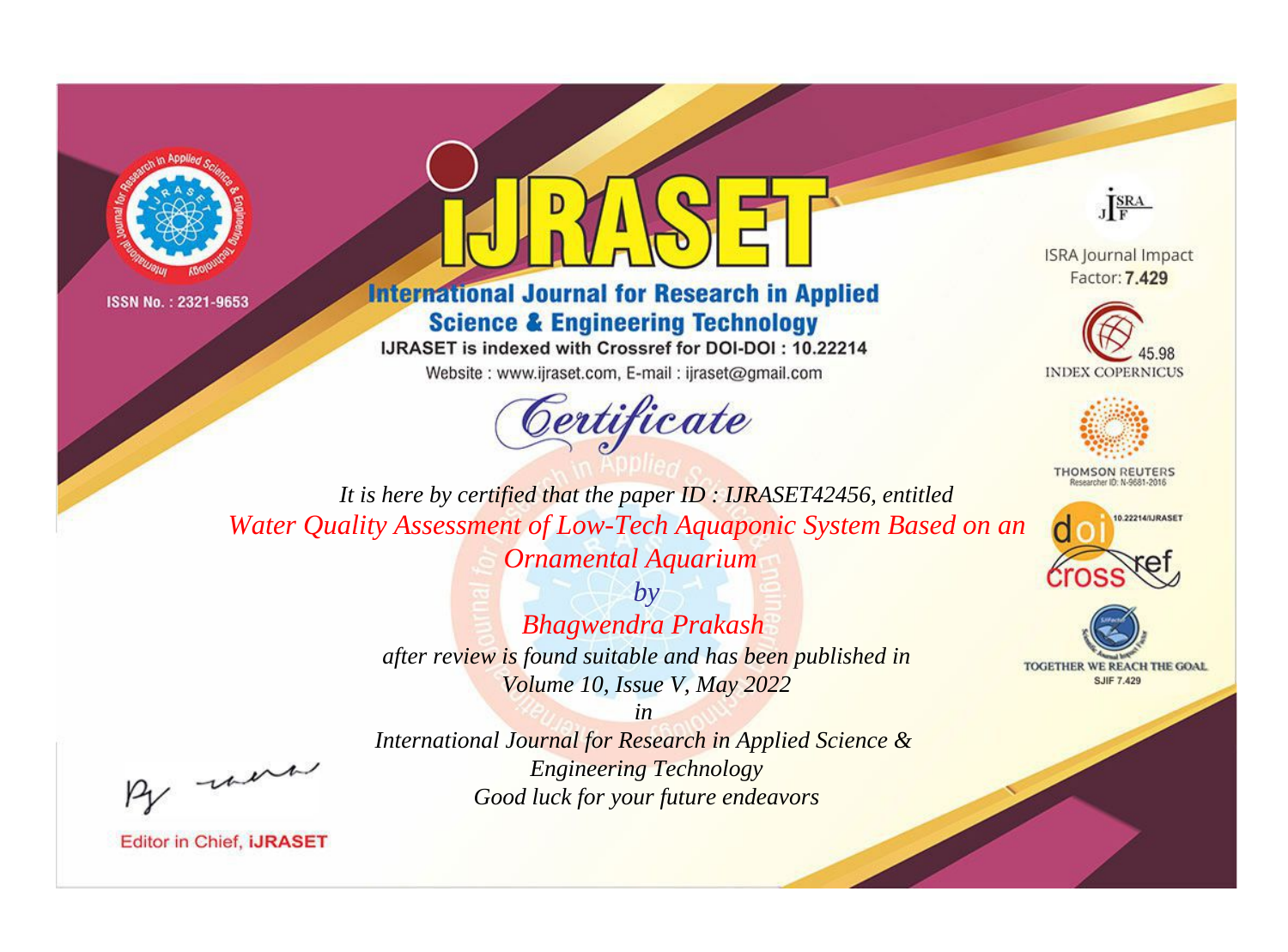ISSN No. : 2321-9653

# International Journal for Research in Applied Science & Engineering Technology

IJRASET is indexed with Crossref for DOI-DOI : 10.22214

Website : www.ijraset.com, E-mail : ijraset@gmail.com

## Certificate

*It is here by certified that the paper ID : IJRASET42456, entitled*

*Water Quality Assessment of Low-Tech Aquaponic System Based on an Ornamental Aquarium*

*by*

*Bhagwendra Prakash*

*after review is found suitable and has been published in*

*Volume 10, Issue V, May 2022*

*in*

*International Journal for Research in Applied Science & Engineering Technology*

*Good luck for your future endeavors*

ISRA Journal Impact Factor: **7.429**

45.98 INDEX COPERNICUS

THOMSON REUTERS Researcher ID: N-9681-2016

10.22214/IJRASET

TOGETHER WE REACH THE GOAL SJIF 7.429

Editor in Chief, **iJRASET**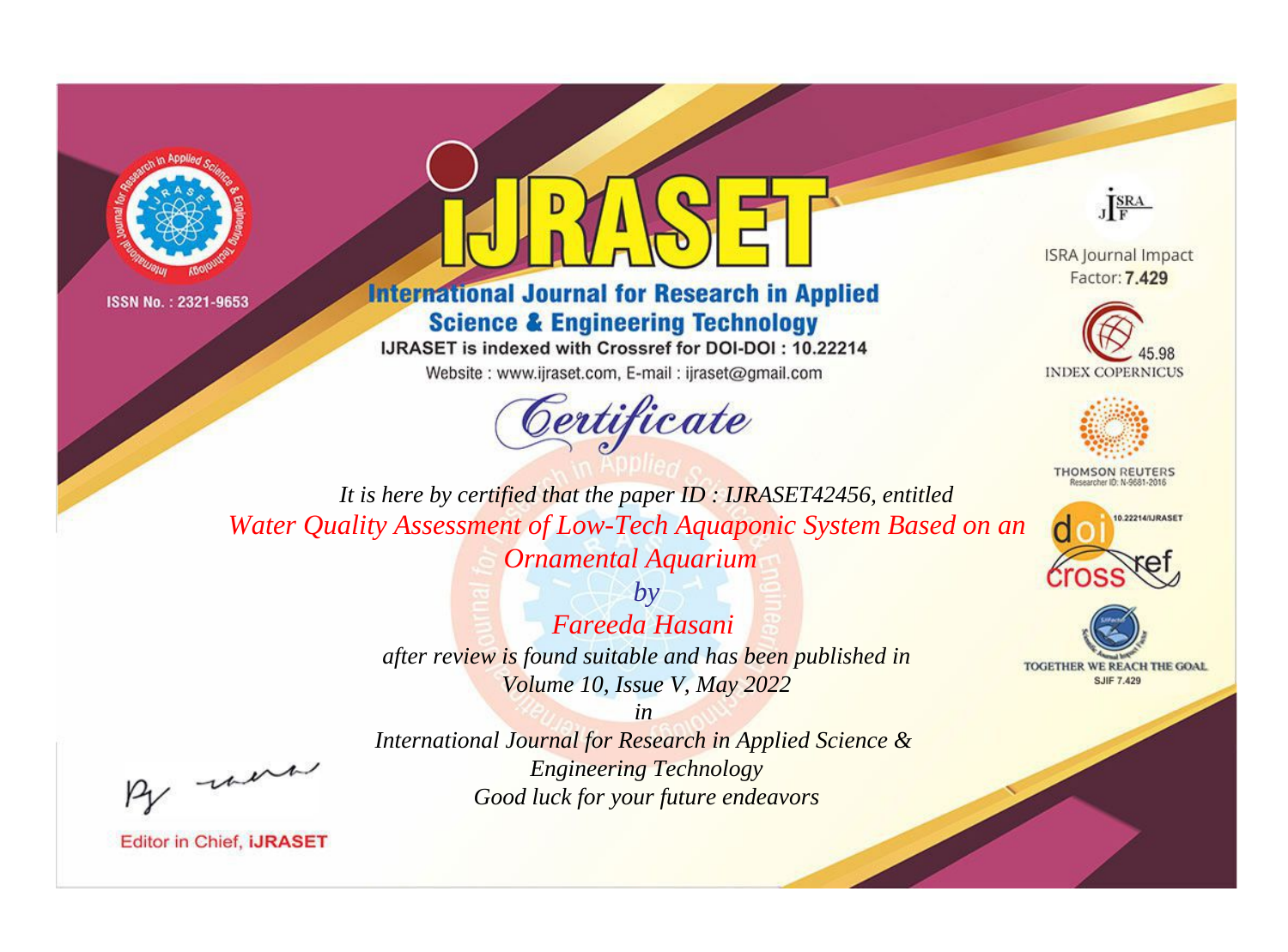ISSN No. : 2321-9653

# iJRASET

## International Journal for Research in Applied Science & Engineering Technology

IJRASET is indexed with Crossref for DOI-DOI : 10.22214

Website : www.ijraset.com, E-mail : ijraset@gmail.com

*Certificate*

*It is here by certified that the paper ID : IJRASET42456, entitled*

*Water Quality Assessment of Low-Tech Aquaponic System Based on an Ornamental Aquarium*

*by*

*Fareeda Hasani*

*after review is found suitable and has been published in*

*Volume 10, Issue V, May 2022*

*in*

*International Journal for Research in Applied Science & Engineering Technology*

*Good luck for your future endeavors*

ISRA Journal Impact Factor: **7.429**

45.98 INDEX COPERNICUS

THOMSON REUTERS Researcher ID: N-9681-2016

10.22214/IJRASET

TOGETHER WE REACH THE GOAL SJIF 7.429

Editor in Chief, **iJRASET**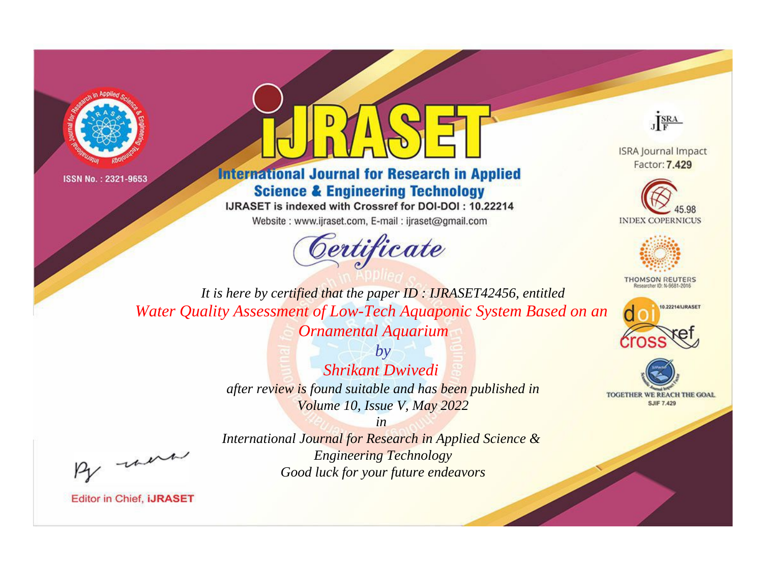ISSN No. : 2321-9653

# International Journal for Research in Applied Science & Engineering Technology

IJRASET is indexed with Crossref for DOI-DOI : 10.22214

Website : www.ijraset.com, E-mail : ijraset@gmail.com

ISRA Journal Impact Factor: **7.429**

45.98 INDEX COPERNICUS

THOMSON REUTERS Researcher ID: N-9681-2016

10.22214/IJRASET

TOGETHER WE REACH THE GOAL SJIF 7.429

## *Certificate*

*It is here by certified that the paper ID : IJRASET42456, entitled*

*Water Quality Assessment of Low-Tech Aquaponic System Based on an Ornamental Aquarium*

*by*

*Shrikant Dwivedi*

*after review is found suitable and has been published in*

*Volume 10, Issue V, May 2022*

*in*

*International Journal for Research in Applied Science & Engineering Technology*

*Good luck for your future endeavors*

Editor in Chief, **iJRASET**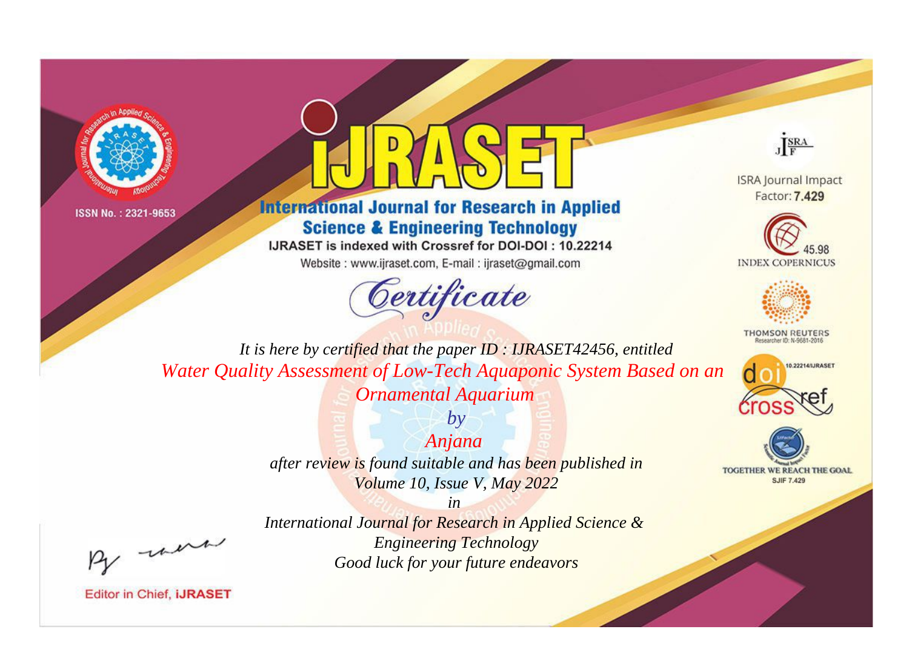ISSN No. : 2321-9653

# IJRASET

## International Journal for Research in Applied Science & Engineering Technology

IJRASET is indexed with Crossref for DOI-DOI : 10.22214

Website : www.ijraset.com, E-mail : ijraset@gmail.com

ISRA Journal Impact Factor: **7.429**

45.98 INDEX COPERNICUS

THOMSON REUTERS Researcher ID: N-9681-2016

10.22214/IJRASET

TOGETHER WE REACH THE GOAL SJIF 7.429

# *Certificate*

*It is here by certified that the paper ID : IJRASET42456, entitled*

*Water Quality Assessment of Low-Tech Aquaponic System Based on an Ornamental Aquarium*

*by*

*Anjana*

*after review is found suitable and has been published in*

*Volume 10, Issue V, May 2022*

*in*

*International Journal for Research in Applied Science & Engineering Technology*

*Good luck for your future endeavors*

Editor in Chief, **iJRASET**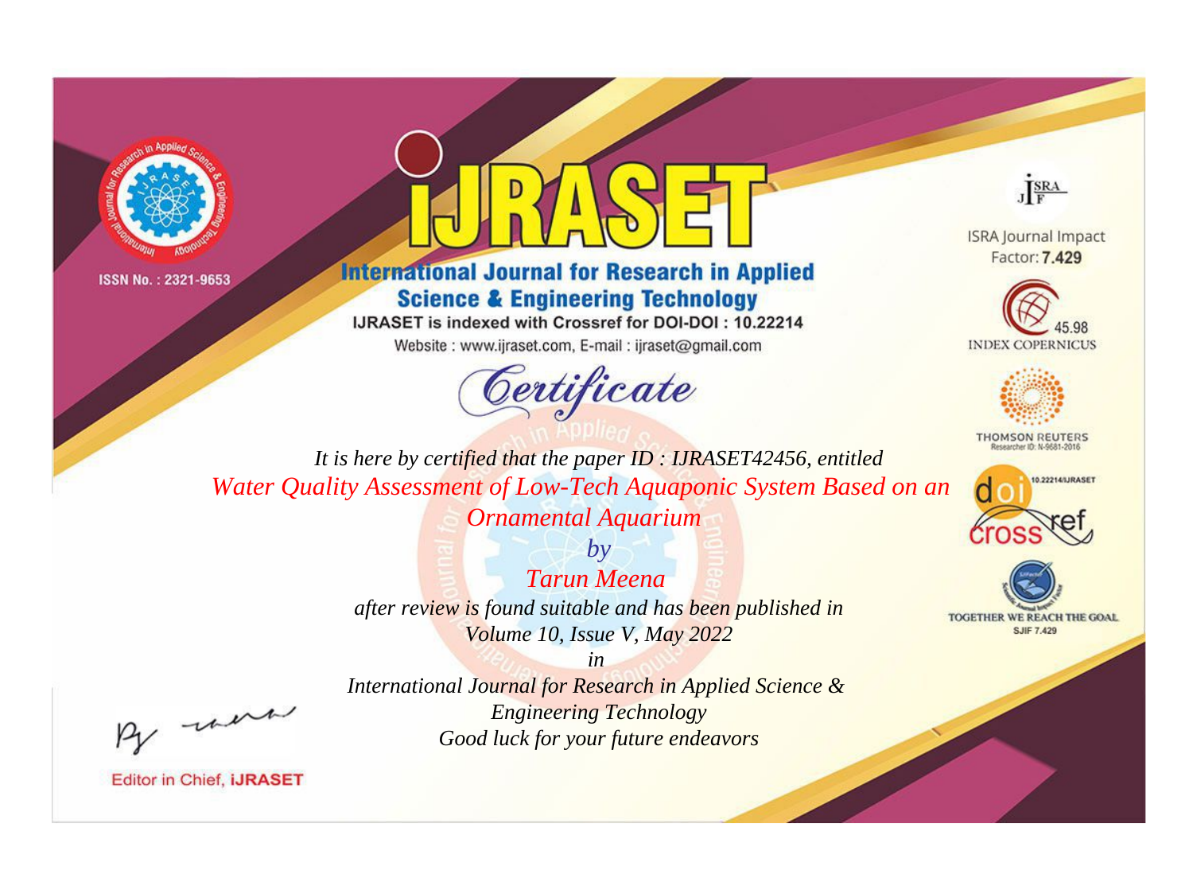ISSN No. : 2321-9653

# iJRASET

## International Journal for Research in Applied Science & Engineering Technology

IJRASET is indexed with Crossref for DOI-DOI : 10.22214

Website : www.ijraset.com, E-mail : ijraset@gmail.com

ISRA Journal Impact Factor: **7.429**

45.98 INDEX COPERNICUS

THOMSON REUTERS Researcher ID: N-9681-2016

10.22214/IJRASET

TOGETHER WE REACH THE GOAL SJIF 7.429

# *Certificate*

*It is here by certified that the paper ID : IJRASET42456, entitled*

*Water Quality Assessment of Low-Tech Aquaponic System Based on an Ornamental Aquarium*

*by*

*Tarun Meena*

*after review is found suitable and has been published in*

*Volume 10, Issue V, May 2022*

*in*

*International Journal for Research in Applied Science & Engineering Technology*

*Good luck for your future endeavors*

Editor in Chief, **iJRASET**